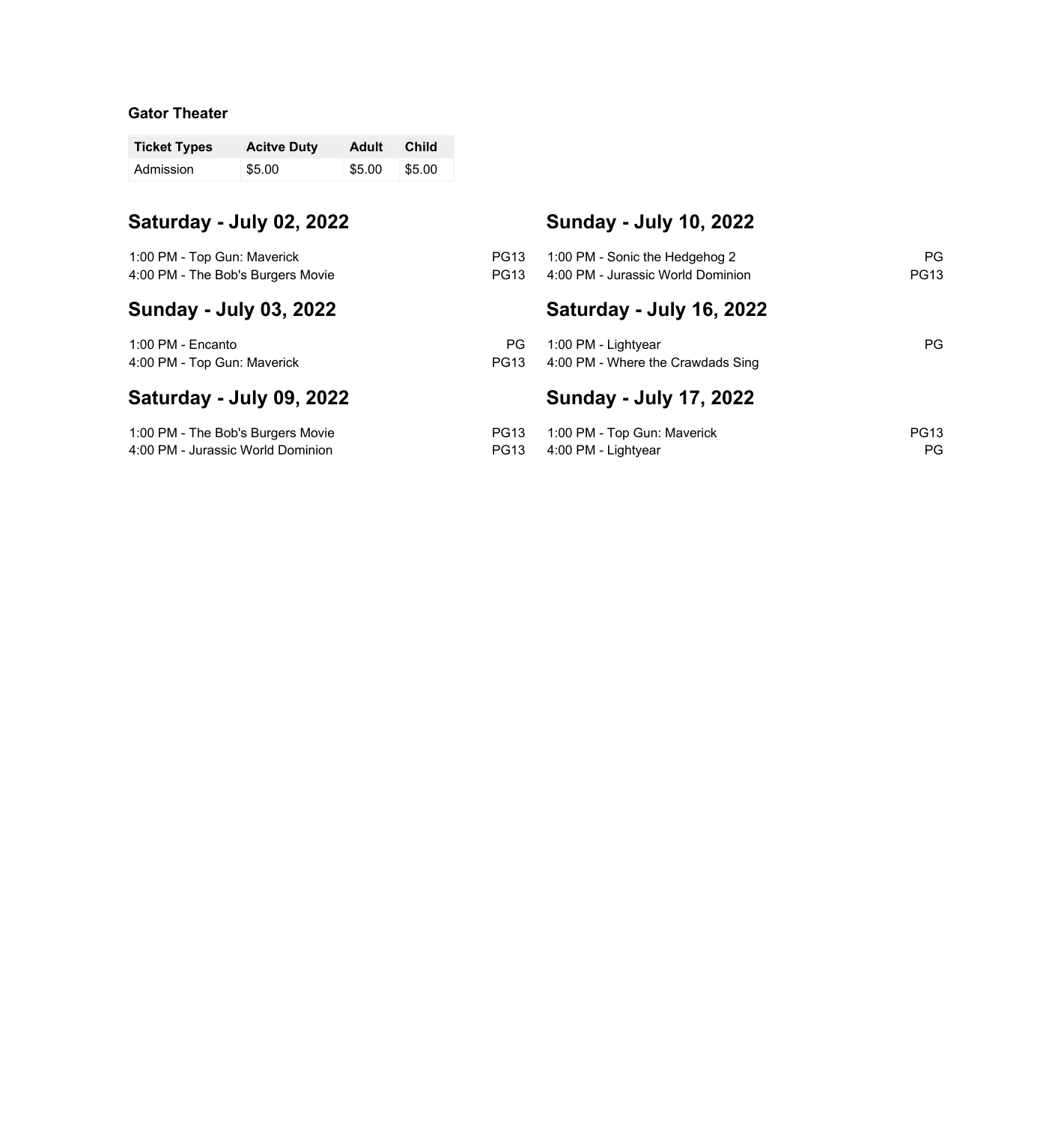**Gator Theater**

| Ticket Types | Acitve Duty | Adult | Child |
| --- | --- | --- | --- |
| Admission | $5.00 | $5.00 | $5.00 |

## Saturday - July 02, 2022

1:00 PM - Top Gun: Maverick PG13
4:00 PM - The Bob's Burgers Movie PG13

## Sunday - July 03, 2022

1:00 PM - Encanto PG
4:00 PM - Top Gun: Maverick PG13

## Saturday - July 09, 2022

1:00 PM - The Bob's Burgers Movie PG13
4:00 PM - Jurassic World Dominion PG13

## Sunday - July 10, 2022

1:00 PM - Sonic the Hedgehog 2 PG
4:00 PM - Jurassic World Dominion PG13

## Saturday - July 16, 2022

1:00 PM - Lightyear PG
4:00 PM - Where the Crawdads Sing

## Sunday - July 17, 2022

1:00 PM - Top Gun: Maverick PG13
4:00 PM - Lightyear PG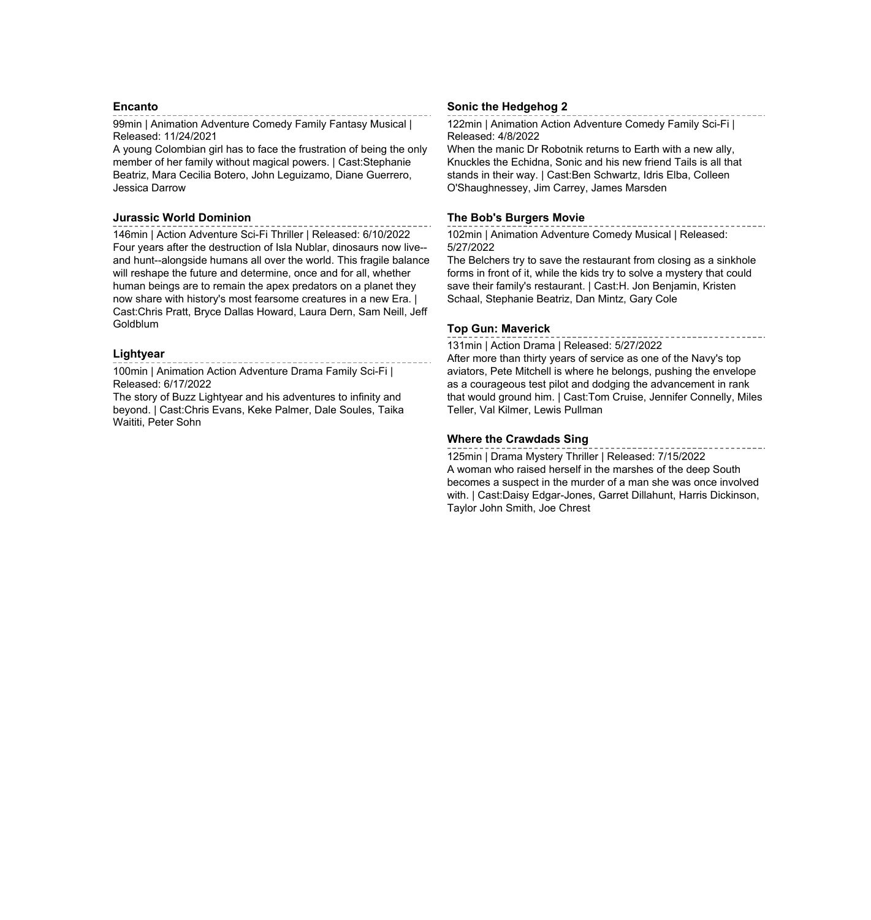### Encanto

99min | Animation Adventure Comedy Family Fantasy Musical | Released: 11/24/2021
A young Colombian girl has to face the frustration of being the only member of her family without magical powers. | Cast:Stephanie Beatriz, Mara Cecilia Botero, John Leguizamo, Diane Guerrero, Jessica Darrow

### Jurassic World Dominion

146min | Action Adventure Sci-Fi Thriller | Released: 6/10/2022
Four years after the destruction of Isla Nublar, dinosaurs now live--and hunt--alongside humans all over the world. This fragile balance will reshape the future and determine, once and for all, whether human beings are to remain the apex predators on a planet they now share with history's most fearsome creatures in a new Era. | Cast:Chris Pratt, Bryce Dallas Howard, Laura Dern, Sam Neill, Jeff Goldblum

### Lightyear

100min | Animation Action Adventure Drama Family Sci-Fi | Released: 6/17/2022
The story of Buzz Lightyear and his adventures to infinity and beyond. | Cast:Chris Evans, Keke Palmer, Dale Soules, Taika Waititi, Peter Sohn

### Sonic the Hedgehog 2

122min | Animation Action Adventure Comedy Family Sci-Fi | Released: 4/8/2022
When the manic Dr Robotnik returns to Earth with a new ally, Knuckles the Echidna, Sonic and his new friend Tails is all that stands in their way. | Cast:Ben Schwartz, Idris Elba, Colleen O'Shaughnessey, Jim Carrey, James Marsden

### The Bob's Burgers Movie

102min | Animation Adventure Comedy Musical | Released: 5/27/2022
The Belchers try to save the restaurant from closing as a sinkhole forms in front of it, while the kids try to solve a mystery that could save their family's restaurant. | Cast:H. Jon Benjamin, Kristen Schaal, Stephanie Beatriz, Dan Mintz, Gary Cole

### Top Gun: Maverick

131min | Action Drama | Released: 5/27/2022
After more than thirty years of service as one of the Navy's top aviators, Pete Mitchell is where he belongs, pushing the envelope as a courageous test pilot and dodging the advancement in rank that would ground him. | Cast:Tom Cruise, Jennifer Connelly, Miles Teller, Val Kilmer, Lewis Pullman

### Where the Crawdads Sing

125min | Drama Mystery Thriller | Released: 7/15/2022
A woman who raised herself in the marshes of the deep South becomes a suspect in the murder of a man she was once involved with. | Cast:Daisy Edgar-Jones, Garret Dillahunt, Harris Dickinson, Taylor John Smith, Joe Chrest